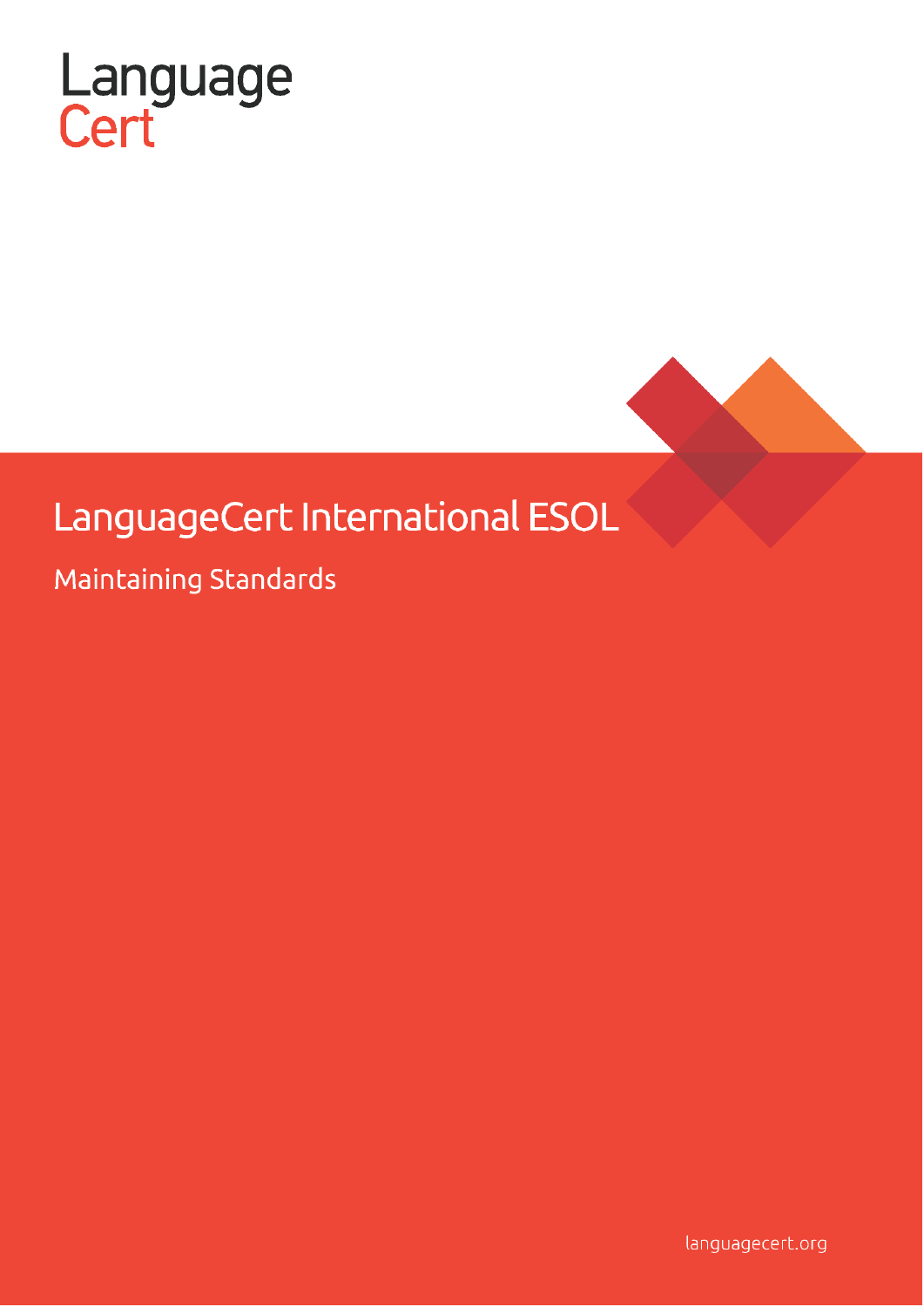Language
Cert

# LanguageCert International ESOL

## Maintaining Standards

languagecert.org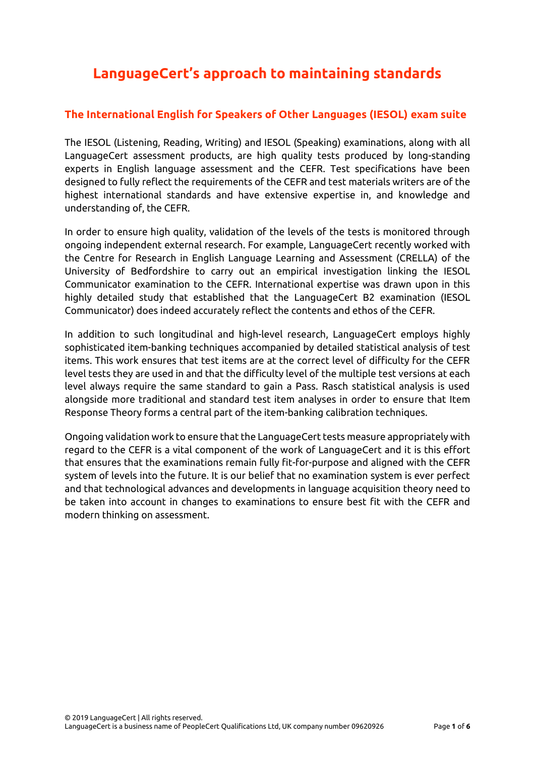# LanguageCert's approach to maintaining standards

## The International English for Speakers of Other Languages (IESOL) exam suite

The IESOL (Listening, Reading, Writing) and IESOL (Speaking) examinations, along with all LanguageCert assessment products, are high quality tests produced by long-standing experts in English language assessment and the CEFR. Test specifications have been designed to fully reflect the requirements of the CEFR and test materials writers are of the highest international standards and have extensive expertise in, and knowledge and understanding of, the CEFR.

In order to ensure high quality, validation of the levels of the tests is monitored through ongoing independent external research. For example, LanguageCert recently worked with the Centre for Research in English Language Learning and Assessment (CRELLA) of the University of Bedfordshire to carry out an empirical investigation linking the IESOL Communicator examination to the CEFR. International expertise was drawn upon in this highly detailed study that established that the LanguageCert B2 examination (IESOL Communicator) does indeed accurately reflect the contents and ethos of the CEFR.

In addition to such longitudinal and high-level research, LanguageCert employs highly sophisticated item-banking techniques accompanied by detailed statistical analysis of test items. This work ensures that test items are at the correct level of difficulty for the CEFR level tests they are used in and that the difficulty level of the multiple test versions at each level always require the same standard to gain a Pass. Rasch statistical analysis is used alongside more traditional and standard test item analyses in order to ensure that Item Response Theory forms a central part of the item-banking calibration techniques.

Ongoing validation work to ensure that the LanguageCert tests measure appropriately with regard to the CEFR is a vital component of the work of LanguageCert and it is this effort that ensures that the examinations remain fully fit-for-purpose and aligned with the CEFR system of levels into the future. It is our belief that no examination system is ever perfect and that technological advances and developments in language acquisition theory need to be taken into account in changes to examinations to ensure best fit with the CEFR and modern thinking on assessment.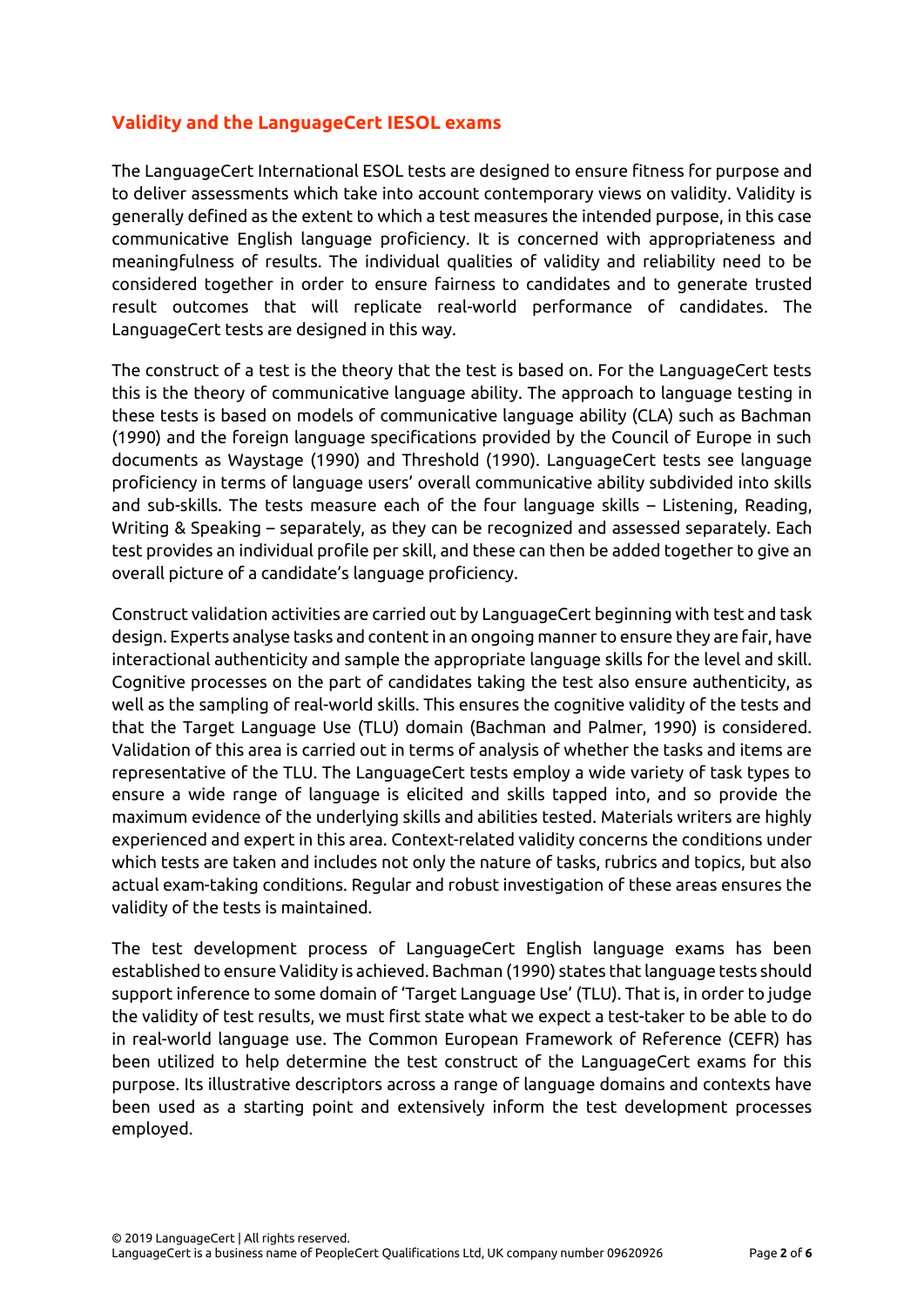## Validity and the LanguageCert IESOL exams

The LanguageCert International ESOL tests are designed to ensure fitness for purpose and to deliver assessments which take into account contemporary views on validity. Validity is generally defined as the extent to which a test measures the intended purpose, in this case communicative English language proficiency. It is concerned with appropriateness and meaningfulness of results. The individual qualities of validity and reliability need to be considered together in order to ensure fairness to candidates and to generate trusted result outcomes that will replicate real-world performance of candidates. The LanguageCert tests are designed in this way.

The construct of a test is the theory that the test is based on. For the LanguageCert tests this is the theory of communicative language ability. The approach to language testing in these tests is based on models of communicative language ability (CLA) such as Bachman (1990) and the foreign language specifications provided by the Council of Europe in such documents as Waystage (1990) and Threshold (1990). LanguageCert tests see language proficiency in terms of language users' overall communicative ability subdivided into skills and sub-skills. The tests measure each of the four language skills – Listening, Reading, Writing & Speaking – separately, as they can be recognized and assessed separately. Each test provides an individual profile per skill, and these can then be added together to give an overall picture of a candidate's language proficiency.

Construct validation activities are carried out by LanguageCert beginning with test and task design. Experts analyse tasks and content in an ongoing manner to ensure they are fair, have interactional authenticity and sample the appropriate language skills for the level and skill. Cognitive processes on the part of candidates taking the test also ensure authenticity, as well as the sampling of real-world skills. This ensures the cognitive validity of the tests and that the Target Language Use (TLU) domain (Bachman and Palmer, 1990) is considered. Validation of this area is carried out in terms of analysis of whether the tasks and items are representative of the TLU. The LanguageCert tests employ a wide variety of task types to ensure a wide range of language is elicited and skills tapped into, and so provide the maximum evidence of the underlying skills and abilities tested. Materials writers are highly experienced and expert in this area. Context-related validity concerns the conditions under which tests are taken and includes not only the nature of tasks, rubrics and topics, but also actual exam-taking conditions. Regular and robust investigation of these areas ensures the validity of the tests is maintained.

The test development process of LanguageCert English language exams has been established to ensure Validity is achieved. Bachman (1990) states that language tests should support inference to some domain of 'Target Language Use' (TLU). That is, in order to judge the validity of test results, we must first state what we expect a test-taker to be able to do in real-world language use. The Common European Framework of Reference (CEFR) has been utilized to help determine the test construct of the LanguageCert exams for this purpose. Its illustrative descriptors across a range of language domains and contexts have been used as a starting point and extensively inform the test development processes employed.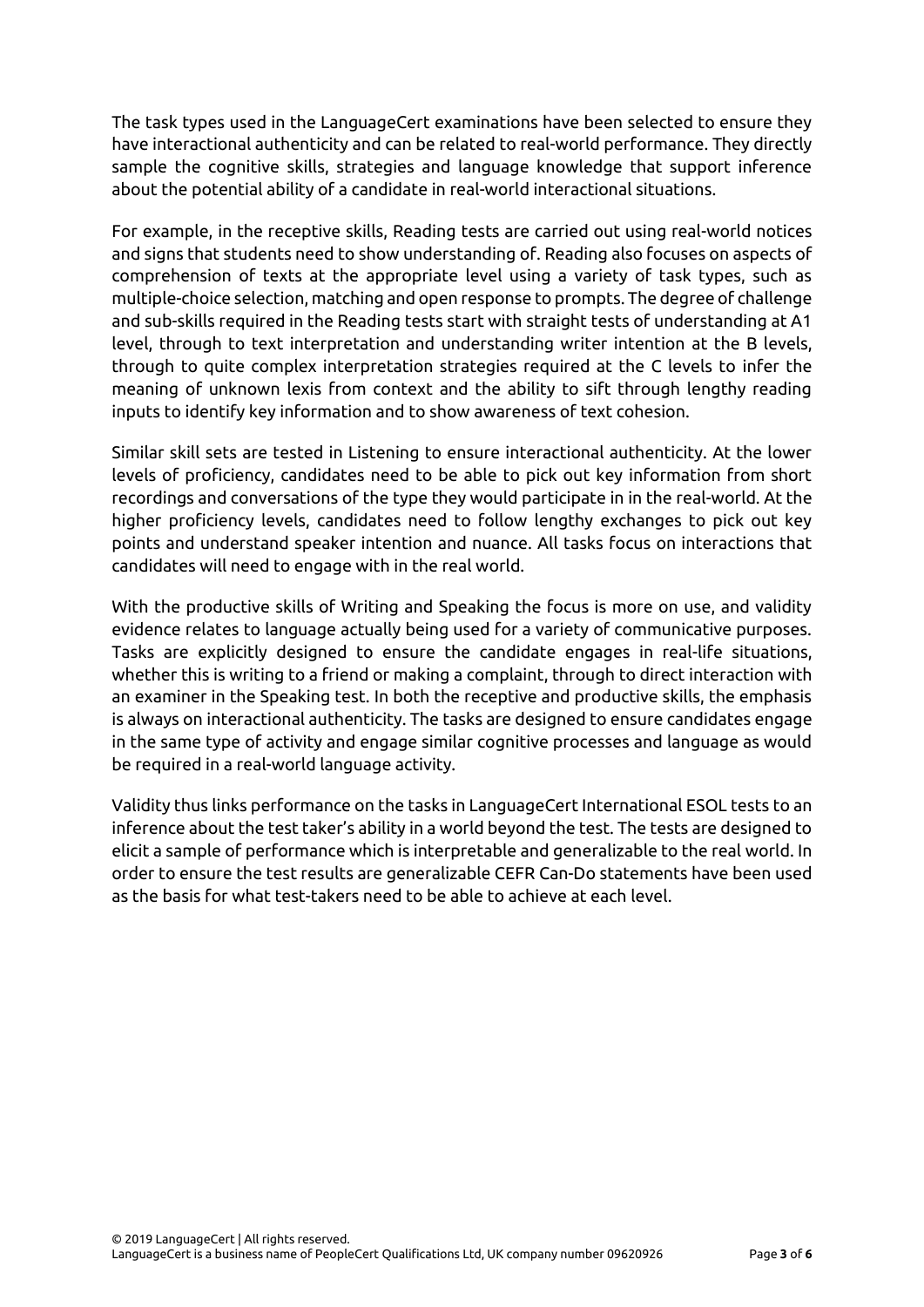The task types used in the LanguageCert examinations have been selected to ensure they have interactional authenticity and can be related to real-world performance. They directly sample the cognitive skills, strategies and language knowledge that support inference about the potential ability of a candidate in real-world interactional situations.

For example, in the receptive skills, Reading tests are carried out using real-world notices and signs that students need to show understanding of. Reading also focuses on aspects of comprehension of texts at the appropriate level using a variety of task types, such as multiple-choice selection, matching and open response to prompts. The degree of challenge and sub-skills required in the Reading tests start with straight tests of understanding at A1 level, through to text interpretation and understanding writer intention at the B levels, through to quite complex interpretation strategies required at the C levels to infer the meaning of unknown lexis from context and the ability to sift through lengthy reading inputs to identify key information and to show awareness of text cohesion.

Similar skill sets are tested in Listening to ensure interactional authenticity. At the lower levels of proficiency, candidates need to be able to pick out key information from short recordings and conversations of the type they would participate in in the real-world. At the higher proficiency levels, candidates need to follow lengthy exchanges to pick out key points and understand speaker intention and nuance. All tasks focus on interactions that candidates will need to engage with in the real world.

With the productive skills of Writing and Speaking the focus is more on use, and validity evidence relates to language actually being used for a variety of communicative purposes. Tasks are explicitly designed to ensure the candidate engages in real-life situations, whether this is writing to a friend or making a complaint, through to direct interaction with an examiner in the Speaking test. In both the receptive and productive skills, the emphasis is always on interactional authenticity. The tasks are designed to ensure candidates engage in the same type of activity and engage similar cognitive processes and language as would be required in a real-world language activity.

Validity thus links performance on the tasks in LanguageCert International ESOL tests to an inference about the test taker's ability in a world beyond the test. The tests are designed to elicit a sample of performance which is interpretable and generalizable to the real world. In order to ensure the test results are generalizable CEFR Can-Do statements have been used as the basis for what test-takers need to be able to achieve at each level.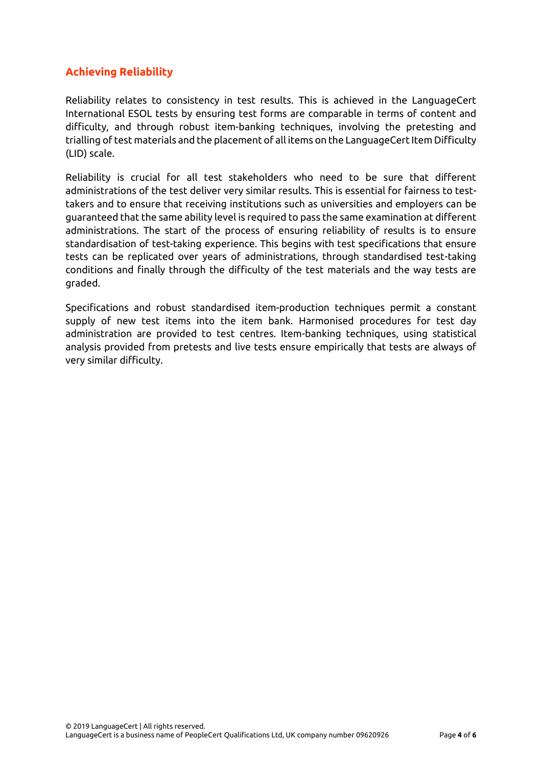## Achieving Reliability

Reliability relates to consistency in test results. This is achieved in the LanguageCert International ESOL tests by ensuring test forms are comparable in terms of content and difficulty, and through robust item-banking techniques, involving the pretesting and trialling of test materials and the placement of all items on the LanguageCert Item Difficulty (LID) scale.

Reliability is crucial for all test stakeholders who need to be sure that different administrations of the test deliver very similar results. This is essential for fairness to test-takers and to ensure that receiving institutions such as universities and employers can be guaranteed that the same ability level is required to pass the same examination at different administrations. The start of the process of ensuring reliability of results is to ensure standardisation of test-taking experience. This begins with test specifications that ensure tests can be replicated over years of administrations, through standardised test-taking conditions and finally through the difficulty of the test materials and the way tests are graded.

Specifications and robust standardised item-production techniques permit a constant supply of new test items into the item bank. Harmonised procedures for test day administration are provided to test centres. Item-banking techniques, using statistical analysis provided from pretests and live tests ensure empirically that tests are always of very similar difficulty.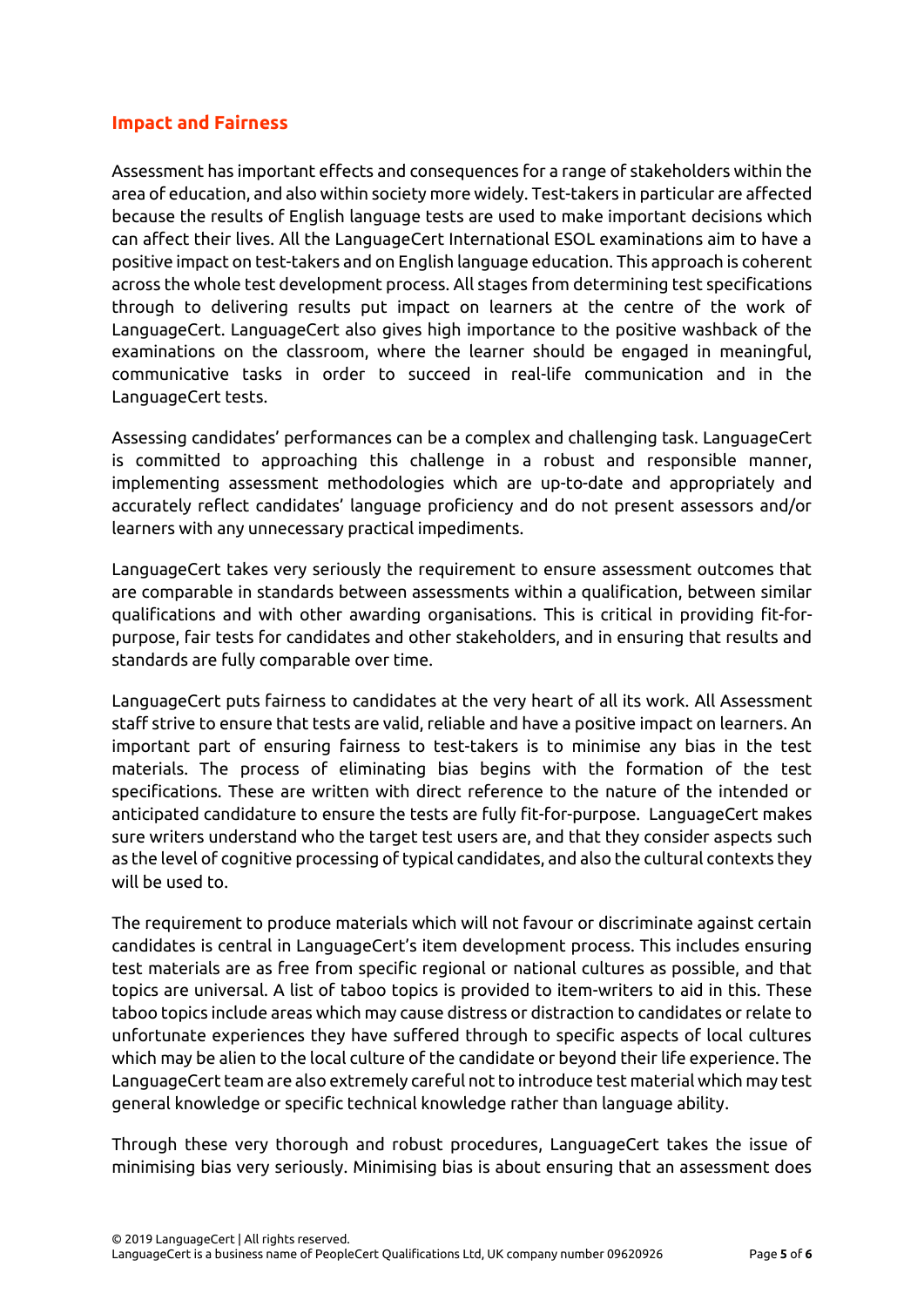## Impact and Fairness

Assessment has important effects and consequences for a range of stakeholders within the area of education, and also within society more widely. Test-takers in particular are affected because the results of English language tests are used to make important decisions which can affect their lives. All the LanguageCert International ESOL examinations aim to have a positive impact on test-takers and on English language education. This approach is coherent across the whole test development process. All stages from determining test specifications through to delivering results put impact on learners at the centre of the work of LanguageCert. LanguageCert also gives high importance to the positive washback of the examinations on the classroom, where the learner should be engaged in meaningful, communicative tasks in order to succeed in real-life communication and in the LanguageCert tests.

Assessing candidates' performances can be a complex and challenging task. LanguageCert is committed to approaching this challenge in a robust and responsible manner, implementing assessment methodologies which are up-to-date and appropriately and accurately reflect candidates' language proficiency and do not present assessors and/or learners with any unnecessary practical impediments.

LanguageCert takes very seriously the requirement to ensure assessment outcomes that are comparable in standards between assessments within a qualification, between similar qualifications and with other awarding organisations. This is critical in providing fit-for-purpose, fair tests for candidates and other stakeholders, and in ensuring that results and standards are fully comparable over time.

LanguageCert puts fairness to candidates at the very heart of all its work. All Assessment staff strive to ensure that tests are valid, reliable and have a positive impact on learners. An important part of ensuring fairness to test-takers is to minimise any bias in the test materials. The process of eliminating bias begins with the formation of the test specifications. These are written with direct reference to the nature of the intended or anticipated candidature to ensure the tests are fully fit-for-purpose. LanguageCert makes sure writers understand who the target test users are, and that they consider aspects such as the level of cognitive processing of typical candidates, and also the cultural contexts they will be used to.

The requirement to produce materials which will not favour or discriminate against certain candidates is central in LanguageCert's item development process. This includes ensuring test materials are as free from specific regional or national cultures as possible, and that topics are universal. A list of taboo topics is provided to item-writers to aid in this. These taboo topics include areas which may cause distress or distraction to candidates or relate to unfortunate experiences they have suffered through to specific aspects of local cultures which may be alien to the local culture of the candidate or beyond their life experience. The LanguageCert team are also extremely careful not to introduce test material which may test general knowledge or specific technical knowledge rather than language ability.

Through these very thorough and robust procedures, LanguageCert takes the issue of minimising bias very seriously. Minimising bias is about ensuring that an assessment does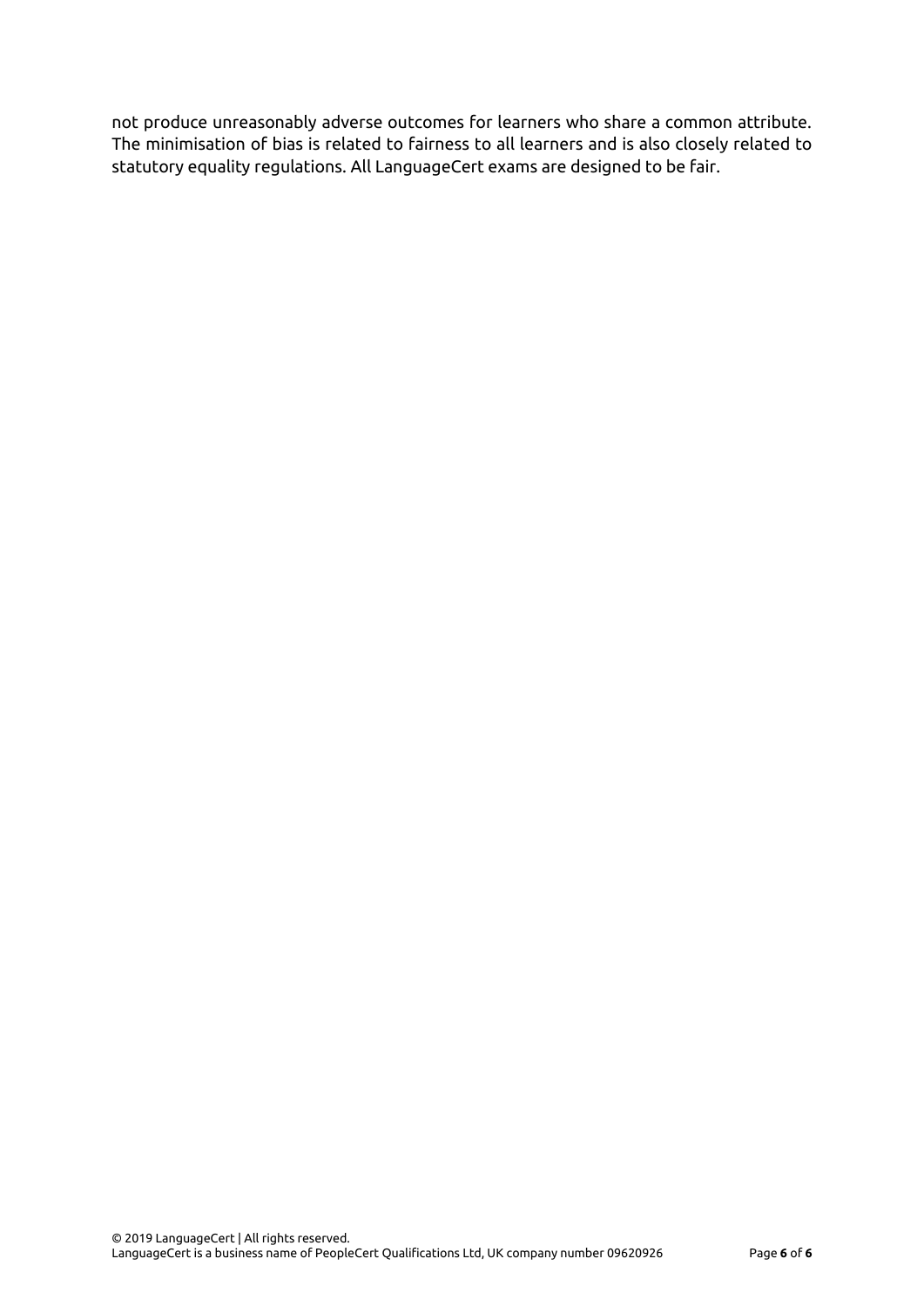not produce unreasonably adverse outcomes for learners who share a common attribute. The minimisation of bias is related to fairness to all learners and is also closely related to statutory equality regulations. All LanguageCert exams are designed to be fair.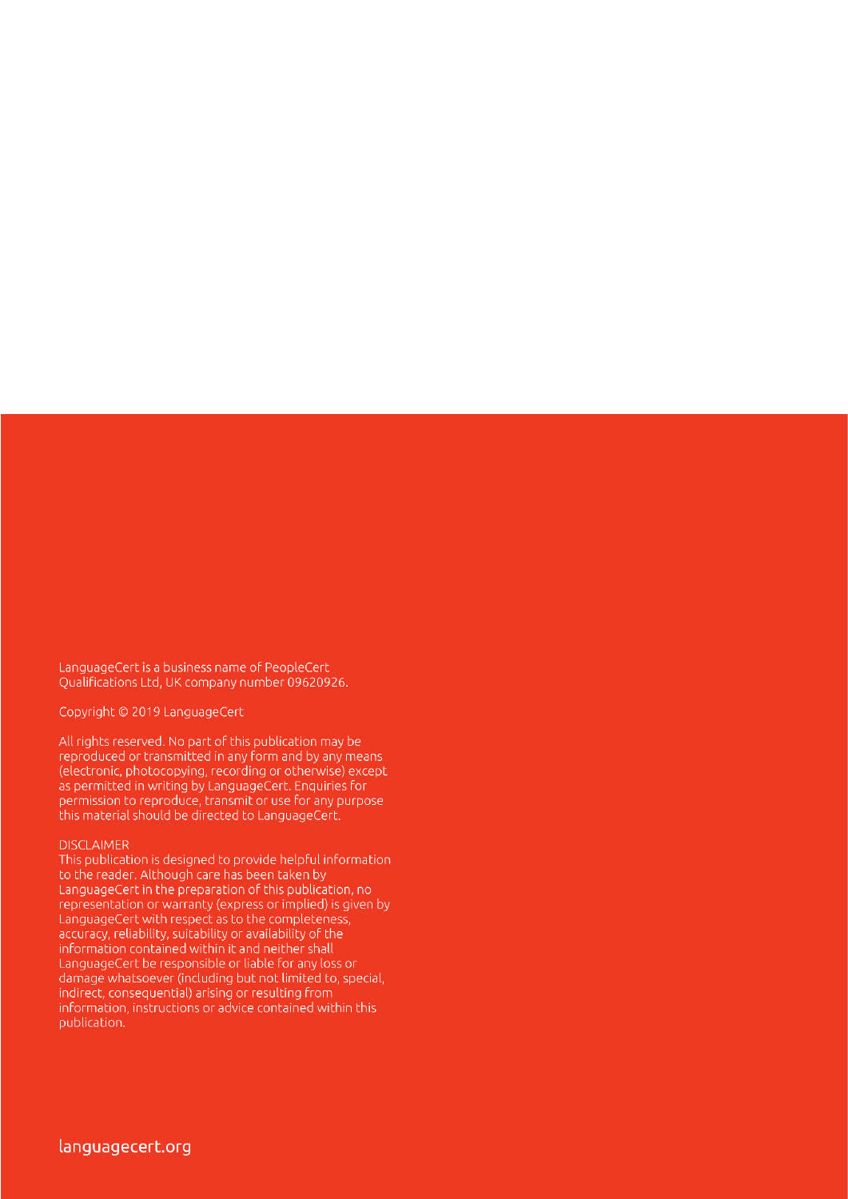LanguageCert is a business name of PeopleCert Qualifications Ltd, UK company number 09620926.

Copyright © 2019 LanguageCert

All rights reserved. No part of this publication may be reproduced or transmitted in any form and by any means (electronic, photocopying, recording or otherwise) except as permitted in writing by LanguageCert. Enquiries for permission to reproduce, transmit or use for any purpose this material should be directed to LanguageCert.

DISCLAIMER

This publication is designed to provide helpful information to the reader. Although care has been taken by LanguageCert in the preparation of this publication, no representation or warranty (express or implied) is given by LanguageCert with respect as to the completeness, accuracy, reliability, suitability or availability of the information contained within it and neither shall LanguageCert be responsible or liable for any loss or damage whatsoever (including but not limited to, special, indirect, consequential) arising or resulting from information, instructions or advice contained within this publication.

languagecert.org